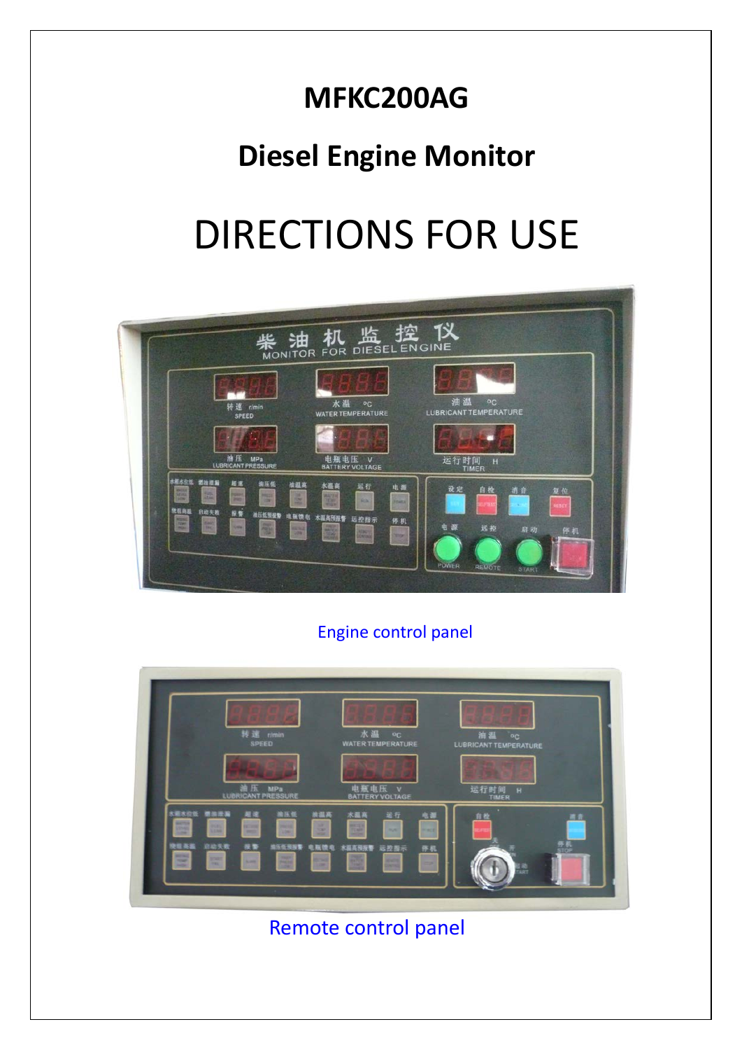# MFKC200AG

## Diesel Engine Monitor

# DIRECTIONS FOR USE

Engine control panel

Remote control panel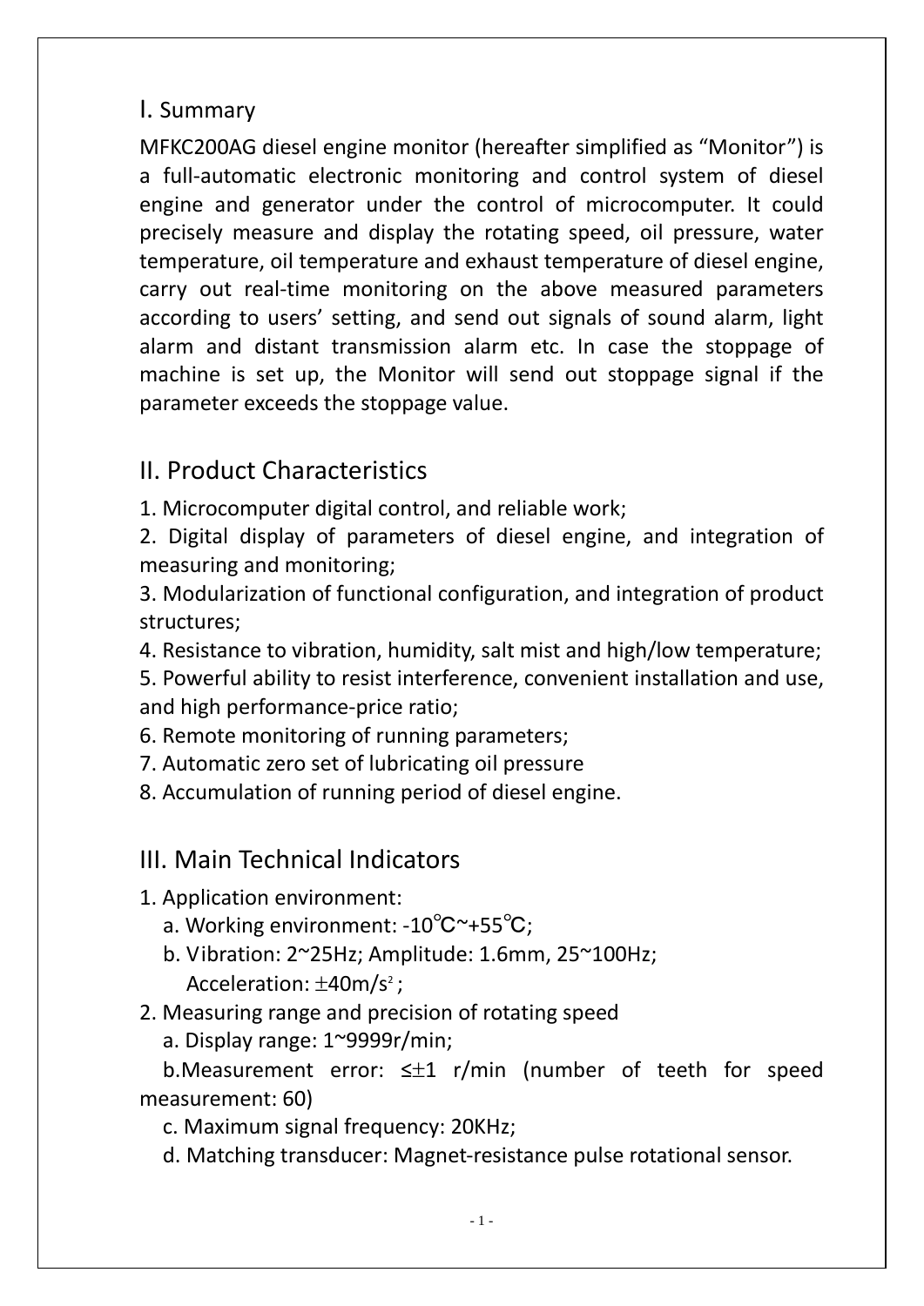## I. Summary

MFKC200AG diesel engine monitor (hereafter simplified as “Monitor”) is a full-automatic electronic monitoring and control system of diesel engine and generator under the control of microcomputer. It could precisely measure and display the rotating speed, oil pressure, water temperature, oil temperature and exhaust temperature of diesel engine, carry out real-time monitoring on the above measured parameters according to users’ setting, and send out signals of sound alarm, light alarm and distant transmission alarm etc. In case the stoppage of machine is set up, the Monitor will send out stoppage signal if the parameter exceeds the stoppage value.

## II. Product Characteristics

1. Microcomputer digital control, and reliable work;
2. Digital display of parameters of diesel engine, and integration of measuring and monitoring;
3. Modularization of functional configuration, and integration of product structures;
4. Resistance to vibration, humidity, salt mist and high/low temperature;
5. Powerful ability to resist interference, convenient installation and use, and high performance-price ratio;
6. Remote monitoring of running parameters;
7. Automatic zero set of lubricating oil pressure
8. Accumulation of running period of diesel engine.

## III. Main Technical Indicators

1. Application environment:
   a. Working environment: -10℃~+55℃;
   b. Vibration: 2~25Hz; Amplitude: 1.6mm, 25~100Hz;
   Acceleration: $\pm 40m/s^2$;
2. Measuring range and precision of rotating speed
   a. Display range: 1~9999r/min;
   b.Measurement error: ≤±1 r/min (number of teeth for speed measurement: 60)
   c. Maximum signal frequency: 20KHz;
   d. Matching transducer: Magnet-resistance pulse rotational sensor.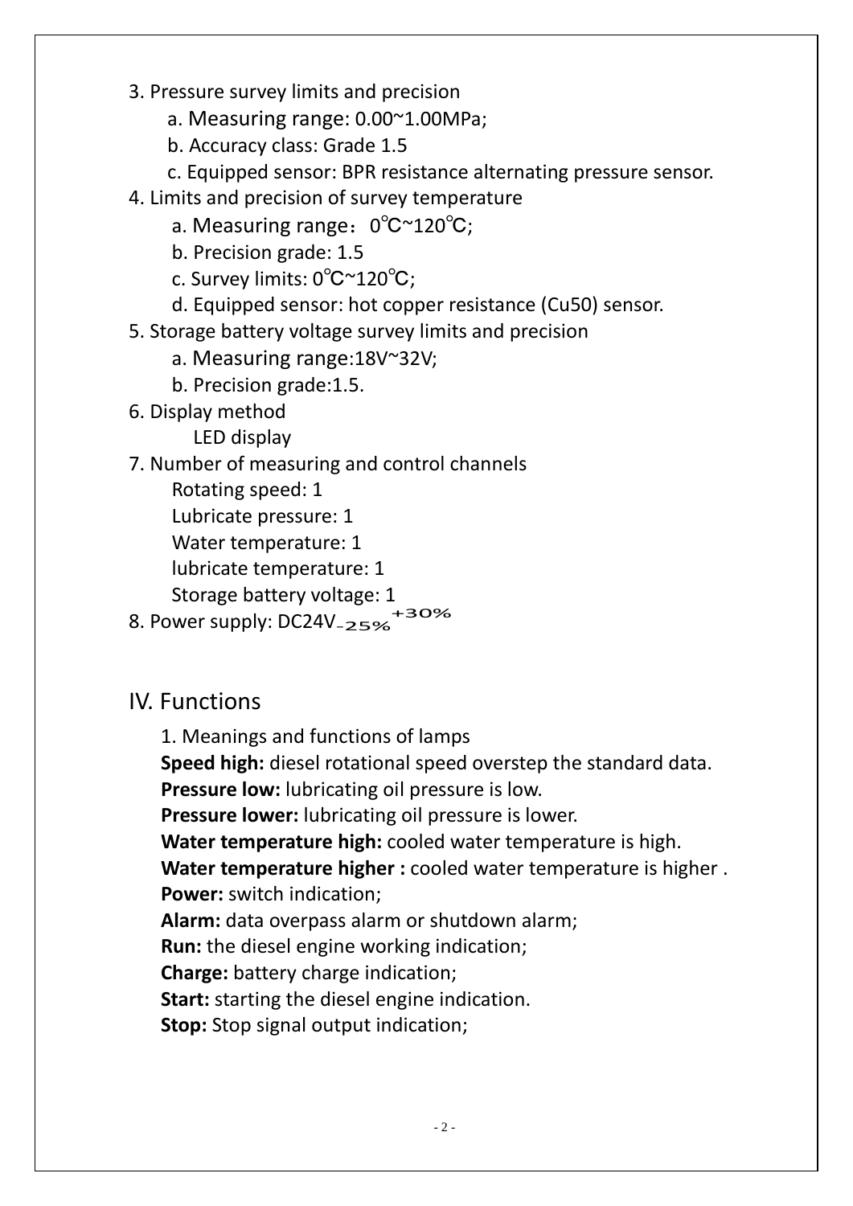3. Pressure survey limits and precision

    a. Measuring range: 0.00~1.00MPa;

    b. Accuracy class: Grade 1.5

    c. Equipped sensor: BPR resistance alternating pressure sensor.

4. Limits and precision of survey temperature

    a. Measuring range：0℃~120℃;

    b. Precision grade: 1.5

    c. Survey limits: 0℃~120℃;

    d. Equipped sensor: hot copper resistance (Cu50) sensor.

5. Storage battery voltage survey limits and precision

    a. Measuring range:18V~32V;

    b. Precision grade:1.5.

6. Display method

    LED display

7. Number of measuring and control channels

    Rotating speed: 1

    Lubricate pressure: 1

    Water temperature: 1

    lubricate temperature: 1

    Storage battery voltage: 1

8. Power supply: DC24V$_{-25\%}^{+30\%}$

## IV. Functions

1. Meanings and functions of lamps

**Speed high:** diesel rotational speed overstep the standard data.

**Pressure low:** lubricating oil pressure is low.

**Pressure lower:** lubricating oil pressure is lower.

**Water temperature high:** cooled water temperature is high.

**Water temperature higher :** cooled water temperature is higher .

**Power:** switch indication;

**Alarm:** data overpass alarm or shutdown alarm;

**Run:** the diesel engine working indication;

**Charge:** battery charge indication;

**Start:** starting the diesel engine indication.

**Stop:** Stop signal output indication;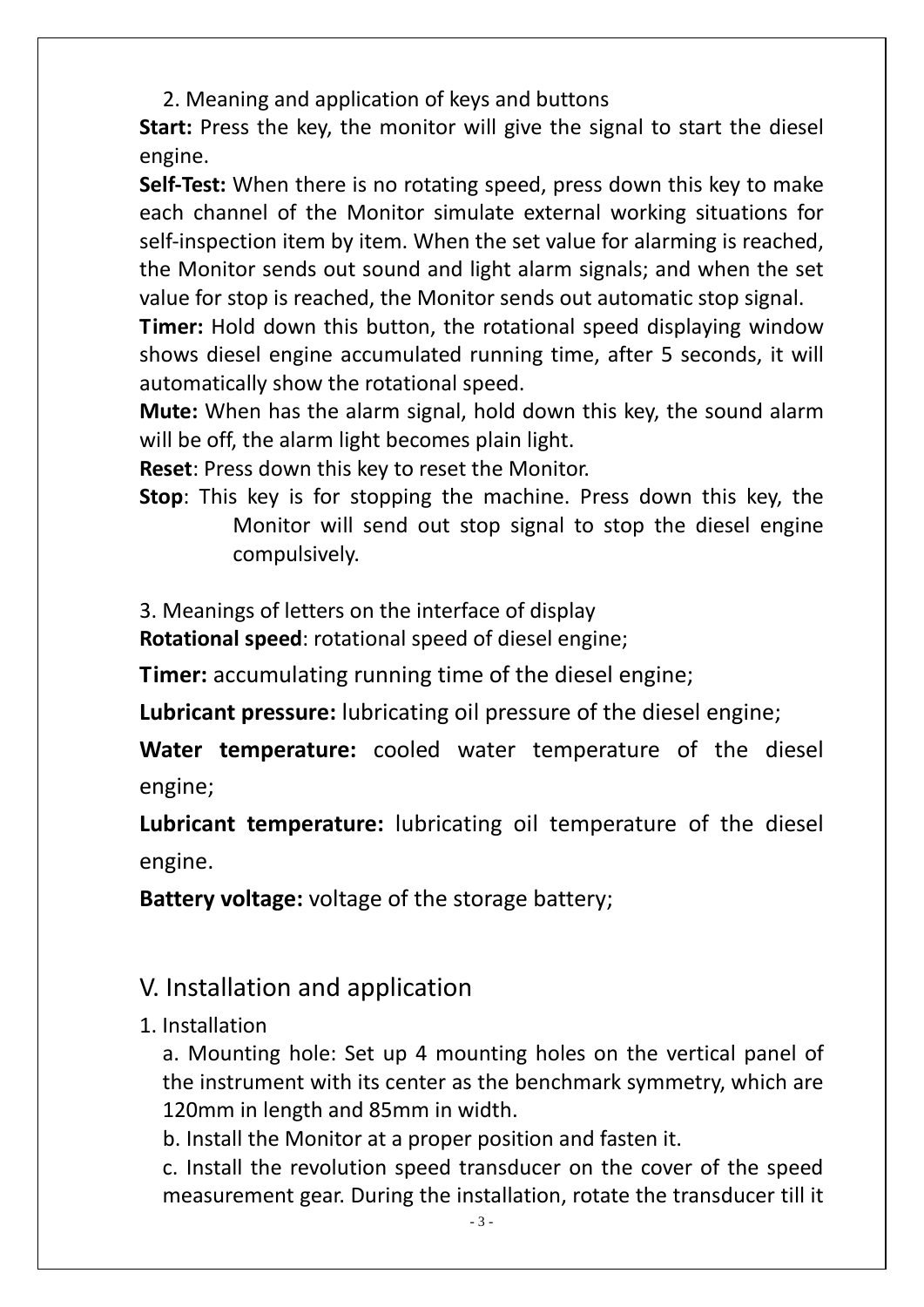2. Meaning and application of keys and buttons

**Start:** Press the key, the monitor will give the signal to start the diesel engine.

**Self-Test:** When there is no rotating speed, press down this key to make each channel of the Monitor simulate external working situations for self-inspection item by item. When the set value for alarming is reached, the Monitor sends out sound and light alarm signals; and when the set value for stop is reached, the Monitor sends out automatic stop signal.

**Timer:** Hold down this button, the rotational speed displaying window shows diesel engine accumulated running time, after 5 seconds, it will automatically show the rotational speed.

**Mute:** When has the alarm signal, hold down this key, the sound alarm will be off, the alarm light becomes plain light.

**Reset**: Press down this key to reset the Monitor.

**Stop**: This key is for stopping the machine. Press down this key, the Monitor will send out stop signal to stop the diesel engine compulsively.

3. Meanings of letters on the interface of display

**Rotational speed**: rotational speed of diesel engine;

**Timer:** accumulating running time of the diesel engine;

**Lubricant pressure:** lubricating oil pressure of the diesel engine;

**Water temperature:** cooled water temperature of the diesel engine;

**Lubricant temperature:** lubricating oil temperature of the diesel engine.

**Battery voltage:** voltage of the storage battery;

## V. Installation and application

1. Installation

a. Mounting hole: Set up 4 mounting holes on the vertical panel of the instrument with its center as the benchmark symmetry, which are 120mm in length and 85mm in width.

b. Install the Monitor at a proper position and fasten it.

c. Install the revolution speed transducer on the cover of the speed measurement gear. During the installation, rotate the transducer till it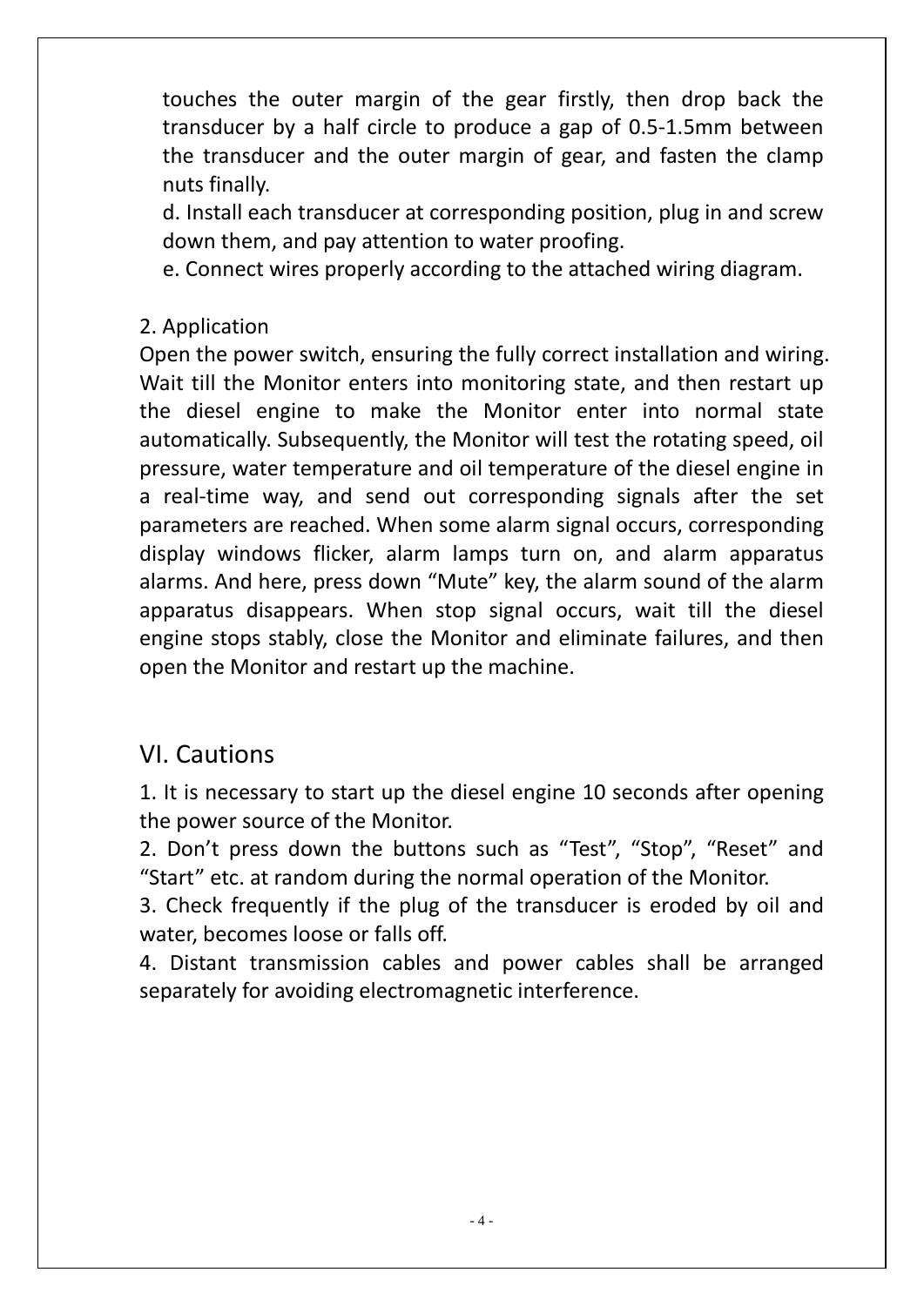touches the outer margin of the gear firstly, then drop back the transducer by a half circle to produce a gap of 0.5-1.5mm between the transducer and the outer margin of gear, and fasten the clamp nuts finally.

d. Install each transducer at corresponding position, plug in and screw down them, and pay attention to water proofing.

e. Connect wires properly according to the attached wiring diagram.

2. Application

Open the power switch, ensuring the fully correct installation and wiring. Wait till the Monitor enters into monitoring state, and then restart up the diesel engine to make the Monitor enter into normal state automatically. Subsequently, the Monitor will test the rotating speed, oil pressure, water temperature and oil temperature of the diesel engine in a real-time way, and send out corresponding signals after the set parameters are reached. When some alarm signal occurs, corresponding display windows flicker, alarm lamps turn on, and alarm apparatus alarms. And here, press down "Mute" key, the alarm sound of the alarm apparatus disappears. When stop signal occurs, wait till the diesel engine stops stably, close the Monitor and eliminate failures, and then open the Monitor and restart up the machine.

## VI. Cautions

1. It is necessary to start up the diesel engine 10 seconds after opening the power source of the Monitor.
2. Don't press down the buttons such as "Test", "Stop", "Reset" and "Start" etc. at random during the normal operation of the Monitor.
3. Check frequently if the plug of the transducer is eroded by oil and water, becomes loose or falls off.
4. Distant transmission cables and power cables shall be arranged separately for avoiding electromagnetic interference.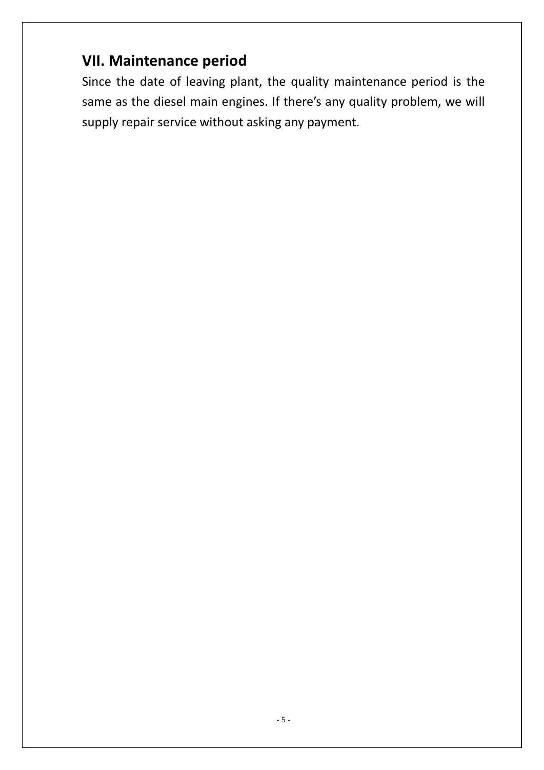## VII. Maintenance period

Since the date of leaving plant, the quality maintenance period is the same as the diesel main engines. If there's any quality problem, we will supply repair service without asking any payment.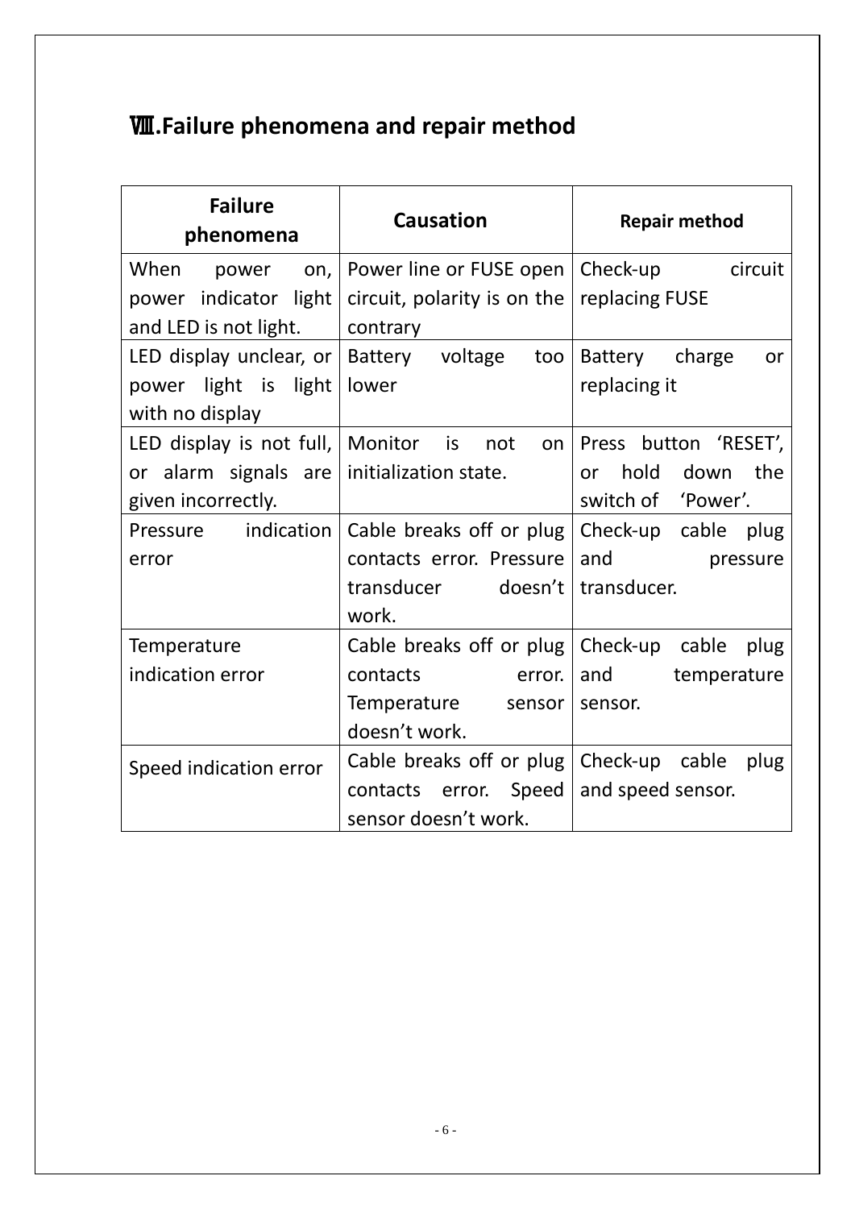# Ⅷ.Failure phenomena and repair method

| Failure phenomena | Causation | Repair method |
|---|---|---|
| When power on, power indicator light and LED is not light. | Power line or FUSE open circuit, polarity is on the contrary | Check-up circuit replacing FUSE |
| LED display unclear, or power light is light with no display | Battery voltage too lower | Battery charge or replacing it |
| LED display is not full, or alarm signals are given incorrectly. | Monitor is not on initialization state. | Press button 'RESET', or hold down the switch of 'Power'. |
| Pressure indication error | Cable breaks off or plug contacts error. Pressure transducer doesn't work. | Check-up cable plug and pressure transducer. |
| Temperature indication error | Cable breaks off or plug contacts error. Temperature sensor doesn't work. | Check-up cable plug and temperature sensor. |
| Speed indication error | Cable breaks off or plug contacts error. Speed sensor doesn't work. | Check-up cable plug and speed sensor. |